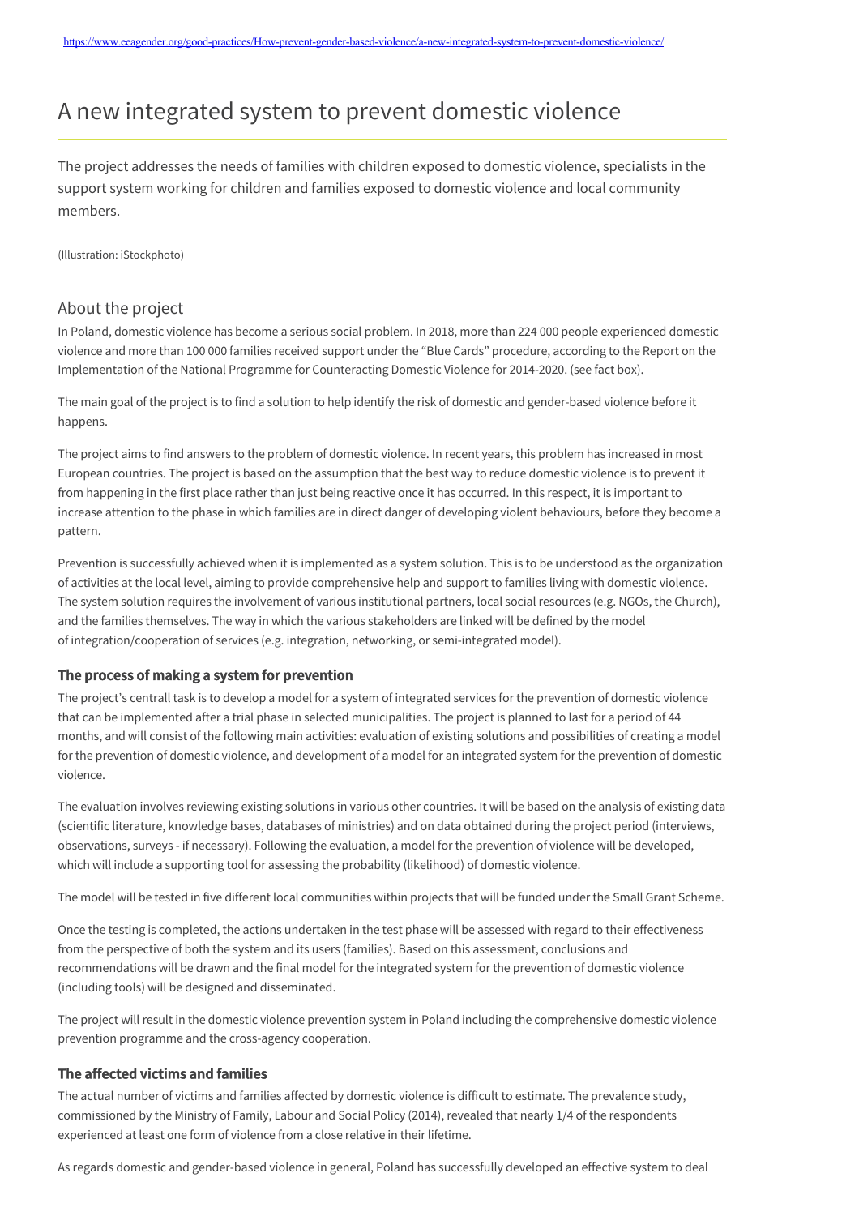https://www.eeagender.org/good-practices/How-prevent-gender-based-violence/a-new-integrated-system-to-prevent-domestic-violence/

# A new integrated system to prevent domestic violence

The project addresses the needs of families with children exposed to domestic violence, specialists in the support system working for children and families exposed to domestic violence and local community members.

(Illustration: iStockphoto)

## About the project

In Poland, domestic violence has become a serious social problem. In 2018, more than 224 000 people experienced domestic violence and more than 100 000 families received support under the "Blue Cards" procedure, according to the Report on the Implementation of the National Programme for Counteracting Domestic Violence for 2014-2020. (see fact box).

The main goal of the project is to find a solution to help identify the risk of domestic and gender-based violence before it happens.

The project aims to find answers to the problem of domestic violence. In recent years, this problem has increased in most European countries. The project is based on the assumption that the best way to reduce domestic violence is to prevent it from happening in the first place rather than just being reactive once it has occurred. In this respect, it is important to increase attention to the phase in which families are in direct danger of developing violent behaviours, before they become a pattern.

Prevention is successfully achieved when it is implemented as a system solution. This is to be understood as the organization of activities at the local level, aiming to provide comprehensive help and support to families living with domestic violence. The system solution requires the involvement of various institutional partners, local social resources (e.g. NGOs, the Church), and the families themselves. The way in which the various stakeholders are linked will be defined by the model of integration/cooperation of services (e.g. integration, networking, or semi-integrated model).

### The process of making a system for prevention

The project's centrall task is to develop a model for a system of integrated services for the prevention of domestic violence that can be implemented after a trial phase in selected municipalities. The project is planned to last for a period of 44 months, and will consist of the following main activities: evaluation of existing solutions and possibilities of creating a model for the prevention of domestic violence, and development of a model for an integrated system for the prevention of domestic violence.

The evaluation involves reviewing existing solutions in various other countries. It will be based on the analysis of existing data (scientific literature, knowledge bases, databases of ministries) and on data obtained during the project period (interviews, observations, surveys - if necessary). Following the evaluation, a model for the prevention of violence will be developed, which will include a supporting tool for assessing the probability (likelihood) of domestic violence.

The model will be tested in five different local communities within projects that will be funded under the Small Grant Scheme.

Once the testing is completed, the actions undertaken in the test phase will be assessed with regard to their effectiveness from the perspective of both the system and its users (families). Based on this assessment, conclusions and recommendations will be drawn and the final model for the integrated system for the prevention of domestic violence (including tools) will be designed and disseminated.

The project will result in the domestic violence prevention system in Poland including the comprehensive domestic violence prevention programme and the cross-agency cooperation.

### The affected victims and families

The actual number of victims and families affected by domestic violence is difficult to estimate. The prevalence study, commissioned by the Ministry of Family, Labour and Social Policy (2014), revealed that nearly 1/4 of the respondents experienced at least one form of violence from a close relative in their lifetime.

As regards domestic and gender-based violence in general, Poland has successfully developed an effective system to deal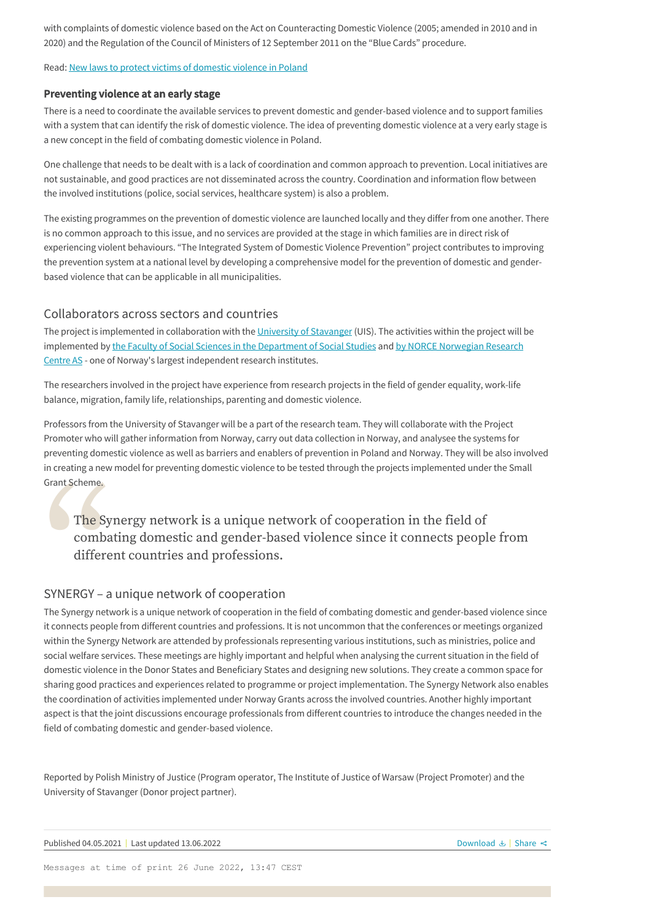with complaints of domestic violence based on the Act on Counteracting Domestic Violence (2005; amended in 2010 and in 2020) and the Regulation of the Council of Ministers of 12 September 2011 on the "Blue Cards" procedure.

Read: [New laws to protect victims of domestic violence in Poland]

**Preventing violence at an early stage**

There is a need to coordinate the available services to prevent domestic and gender-based violence and to support families with a system that can identify the risk of domestic violence. The idea of preventing domestic violence at a very early stage is a new concept in the field of combating domestic violence in Poland.

One challenge that needs to be dealt with is a lack of coordination and common approach to prevention. Local initiatives are not sustainable, and good practices are not disseminated across the country. Coordination and information flow between the involved institutions (police, social services, healthcare system) is also a problem.

The existing programmes on the prevention of domestic violence are launched locally and they differ from one another. There is no common approach to this issue, and no services are provided at the stage in which families are in direct risk of experiencing violent behaviours. "The Integrated System of Domestic Violence Prevention" project contributes to improving the prevention system at a national level by developing a comprehensive model for the prevention of domestic and gender-based violence that can be applicable in all municipalities.

## Collaborators across sectors and countries

The project is implemented in collaboration with the [University of Stavanger] (UIS). The activities within the project will be implemented by [the Faculty of Social Sciences in the Department of Social Studies] and [by NORCE Norwegian Research Centre AS] - one of Norway's largest independent research institutes.

The researchers involved in the project have experience from research projects in the field of gender equality, work-life balance, migration, family life, relationships, parenting and domestic violence.

Professors from the University of Stavanger will be a part of the research team. They will collaborate with the Project Promoter who will gather information from Norway, carry out data collection in Norway, and analysee the systems for preventing domestic violence as well as barriers and enablers of prevention in Poland and Norway. They will be also involved in creating a new model for preventing domestic violence to be tested through the projects implemented under the Small Grant Scheme.

> The Synergy network is a unique network of cooperation in the field of combating domestic and gender-based violence since it connects people from different countries and professions.

## SYNERGY – a unique network of cooperation

The Synergy network is a unique network of cooperation in the field of combating domestic and gender-based violence since it connects people from different countries and professions. It is not uncommon that the conferences or meetings organized within the Synergy Network are attended by professionals representing various institutions, such as ministries, police and social welfare services. These meetings are highly important and helpful when analysing the current situation in the field of domestic violence in the Donor States and Beneficiary States and designing new solutions. They create a common space for sharing good practices and experiences related to programme or project implementation. The Synergy Network also enables the coordination of activities implemented under Norway Grants across the involved countries. Another highly important aspect is that the joint discussions encourage professionals from different countries to introduce the changes needed in the field of combating domestic and gender-based violence.

Reported by Polish Ministry of Justice (Program operator, The Institute of Justice of Warsaw (Project Promoter) and the University of Stavanger (Donor project partner).

Published 04.05.2021 | Last updated 13.06.2022

Download | Share

Messages at time of print 26 June 2022, 13:47 CEST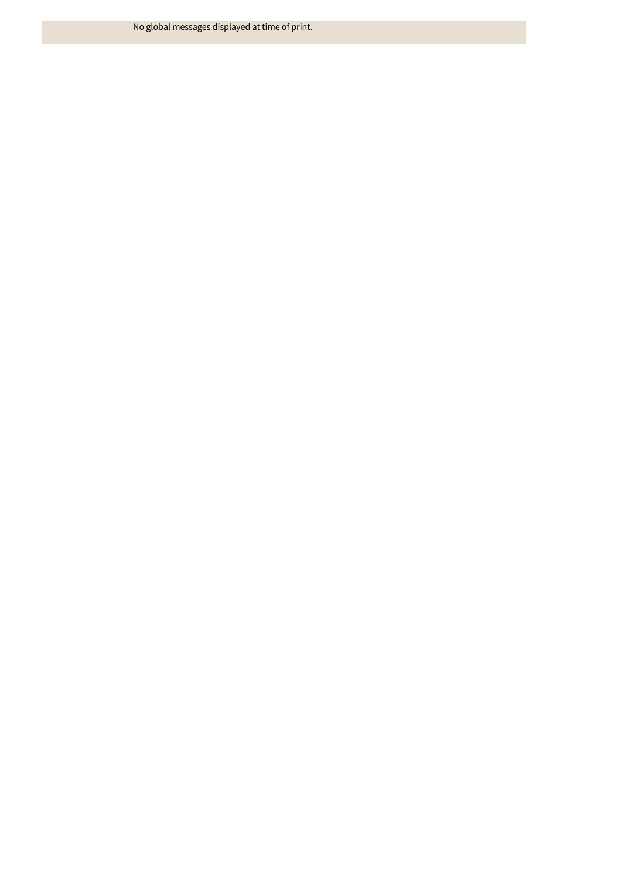No global messages displayed at time of print.